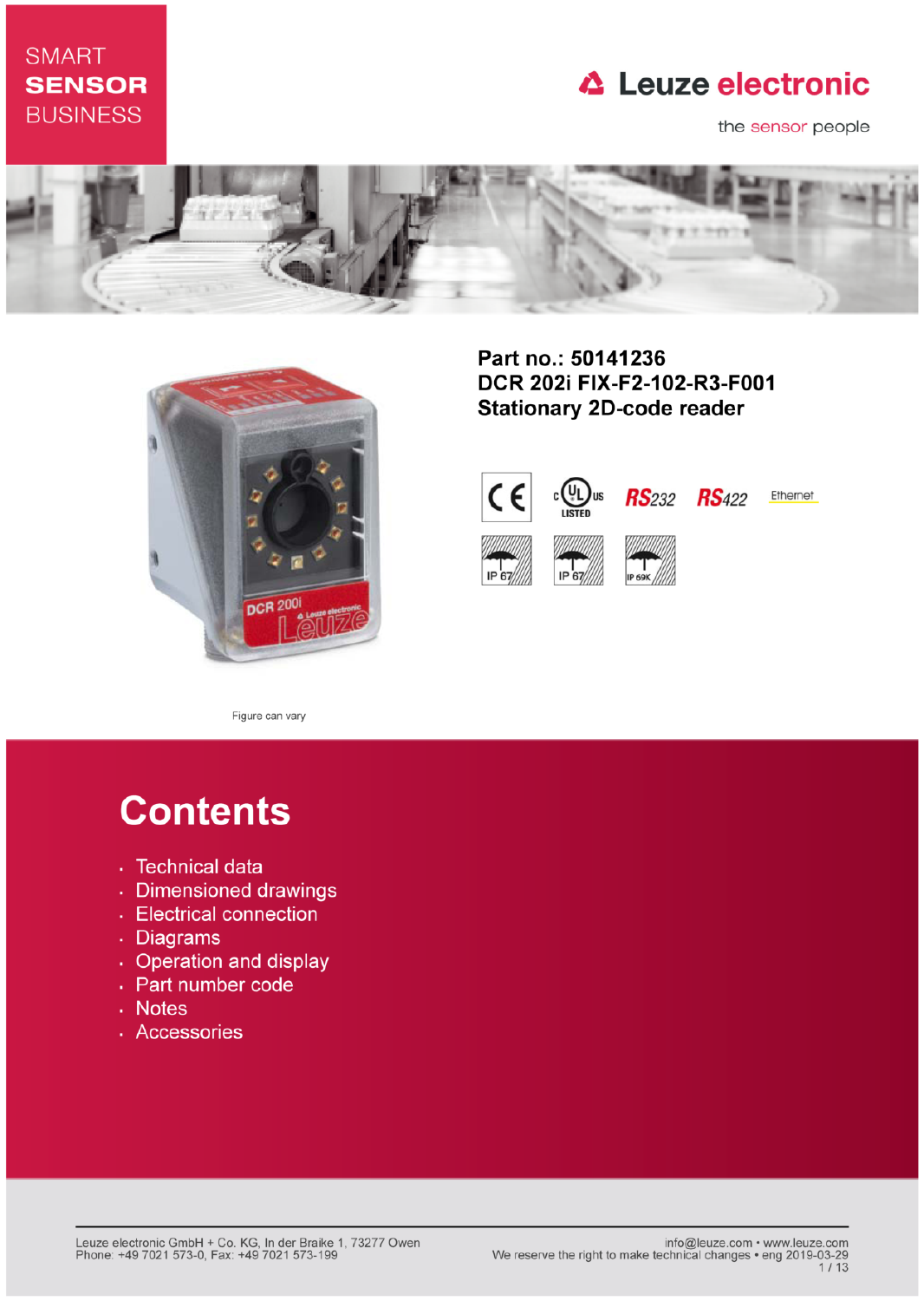SMART
**SENSOR**
BUSINESS

Leuze electronic

the sensor people

**Part no.: 50141236**
**DCR 202i FIX-F2-102-R3-F001**
**Stationary 2D-code reader**

Figure can vary

# Contents

- Technical data
- Dimensioned drawings
- Electrical connection
- Diagrams
- Operation and display
- Part number code
- Notes
- Accessories

Leuze electronic GmbH + Co. KG, In der Braike 1, 73277 Owen
Phone: +49 7021 573-0, Fax: +49 7021 573-199

info@leuze.com • www.leuze.com
We reserve the right to make technical changes • eng 2019-03-29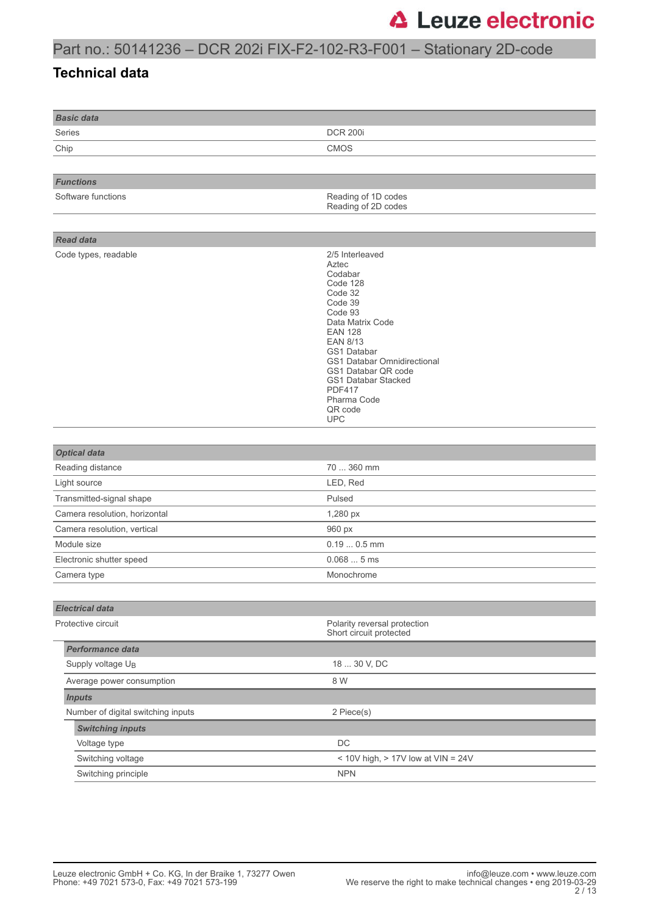# Part no.: 50141236 – DCR 202i FIX-F2-102-R3-F001 – Stationary 2D-code

## Technical data

| *Basic data* | |
|---|---|
| Series | DCR 200i |
| Chip | CMOS |

| *Functions* | |
|---|---|
| Software functions | Reading of 1D codes<br>Reading of 2D codes |

| *Read data* | |
|---|---|
| Code types, readable | 2/5 Interleaved<br>Aztec<br>Codabar<br>Code 128<br>Code 32<br>Code 39<br>Code 93<br>Data Matrix Code<br>EAN 128<br>EAN 8/13<br>GS1 Databar<br>GS1 Databar Omnidirectional<br>GS1 Databar QR code<br>GS1 Databar Stacked<br>PDF417<br>Pharma Code<br>QR code<br>UPC |

| *Optical data* | |
|---|---|
| Reading distance | 70 ... 360 mm |
| Light source | LED, Red |
| Transmitted-signal shape | Pulsed |
| Camera resolution, horizontal | 1,280 px |
| Camera resolution, vertical | 960 px |
| Module size | 0.19 ... 0.5 mm |
| Electronic shutter speed | 0.068 ... 5 ms |
| Camera type | Monochrome |

| *Electrical data* | |
|---|---|
| Protective circuit | Polarity reversal protection<br>Short circuit protected |
| ***Performance data*** | |
| Supply voltage $U_B$ | 18 ... 30 V, DC |
| Average power consumption | 8 W |
| ***Inputs*** | |
| Number of digital switching inputs | 2 Piece(s) |
| ***Switching inputs*** | |
| Voltage type | DC |
| Switching voltage | < 10V high, > 17V low at VIN = 24V |
| Switching principle | NPN |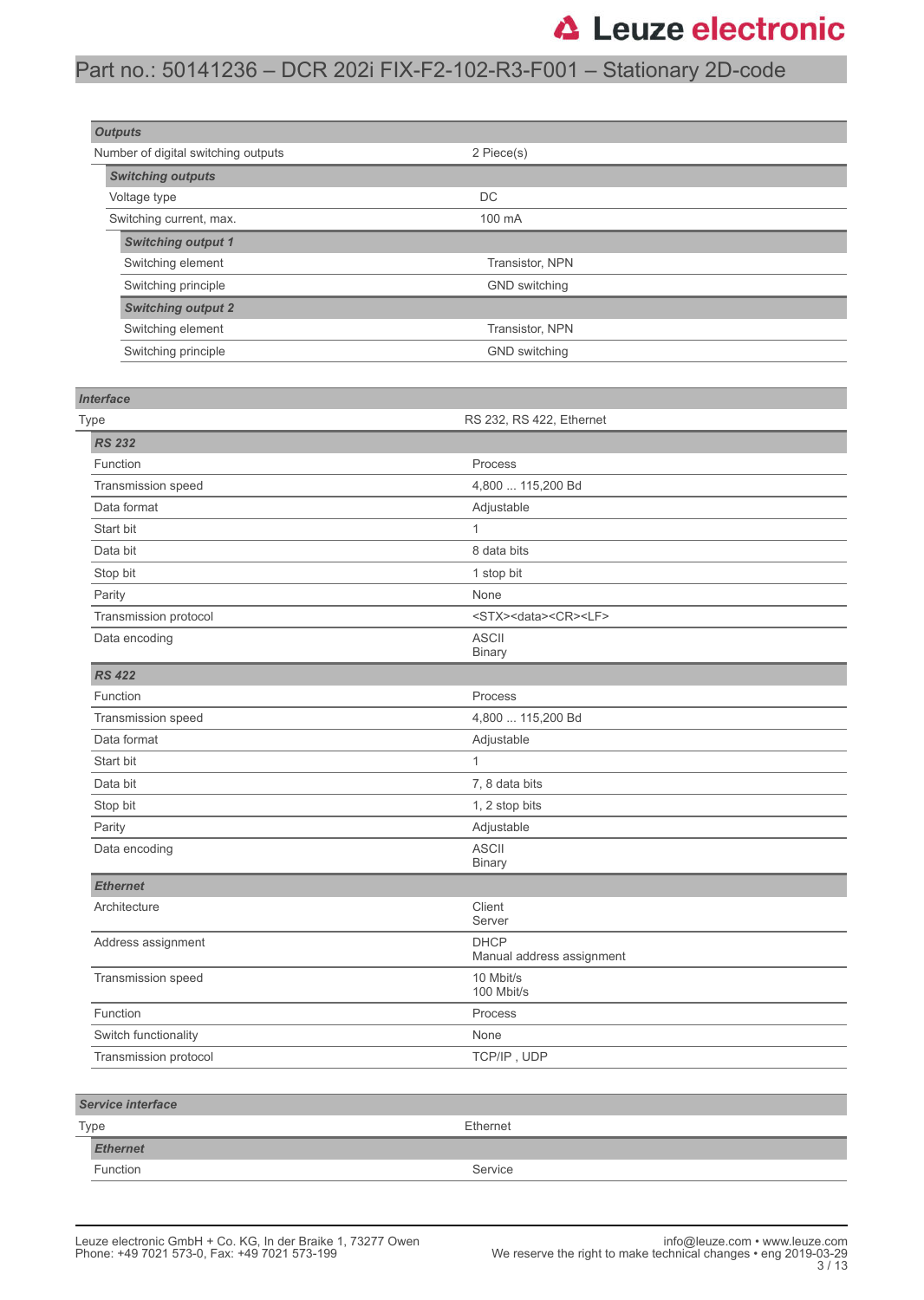## Outputs

| | |
|---|---|
| Number of digital switching outputs | 2 Piece(s) |

### Switching outputs

| | |
|---|---|
| Voltage type | DC |
| Switching current, max. | 100 mA |

#### Switching output 1

| | |
|---|---|
| Switching element | Transistor, NPN |
| Switching principle | GND switching |

#### Switching output 2

| | |
|---|---|
| Switching element | Transistor, NPN |
| Switching principle | GND switching |

## Interface

| | |
|---|---|
| Type | RS 232, RS 422, Ethernet |

### RS 232

| | |
|---|---|
| Function | Process |
| Transmission speed | 4,800 ... 115,200 Bd |
| Data format | Adjustable |
| Start bit | 1 |
| Data bit | 8 data bits |
| Stop bit | 1 stop bit |
| Parity | None |
| Transmission protocol | <STX><data><CR><LF> |
| Data encoding | ASCII<br>Binary |

### RS 422

| | |
|---|---|
| Function | Process |
| Transmission speed | 4,800 ... 115,200 Bd |
| Data format | Adjustable |
| Start bit | 1 |
| Data bit | 7, 8 data bits |
| Stop bit | 1, 2 stop bits |
| Parity | Adjustable |
| Data encoding | ASCII<br>Binary |

### Ethernet

| | |
|---|---|
| Architecture | Client<br>Server |
| Address assignment | DHCP<br>Manual address assignment |
| Transmission speed | 10 Mbit/s<br>100 Mbit/s |
| Function | Process |
| Switch functionality | None |
| Transmission protocol | TCP/IP , UDP |

## Service interface

| | |
|---|---|
| Type | Ethernet |

### Ethernet

| | |
|---|---|
| Function | Service |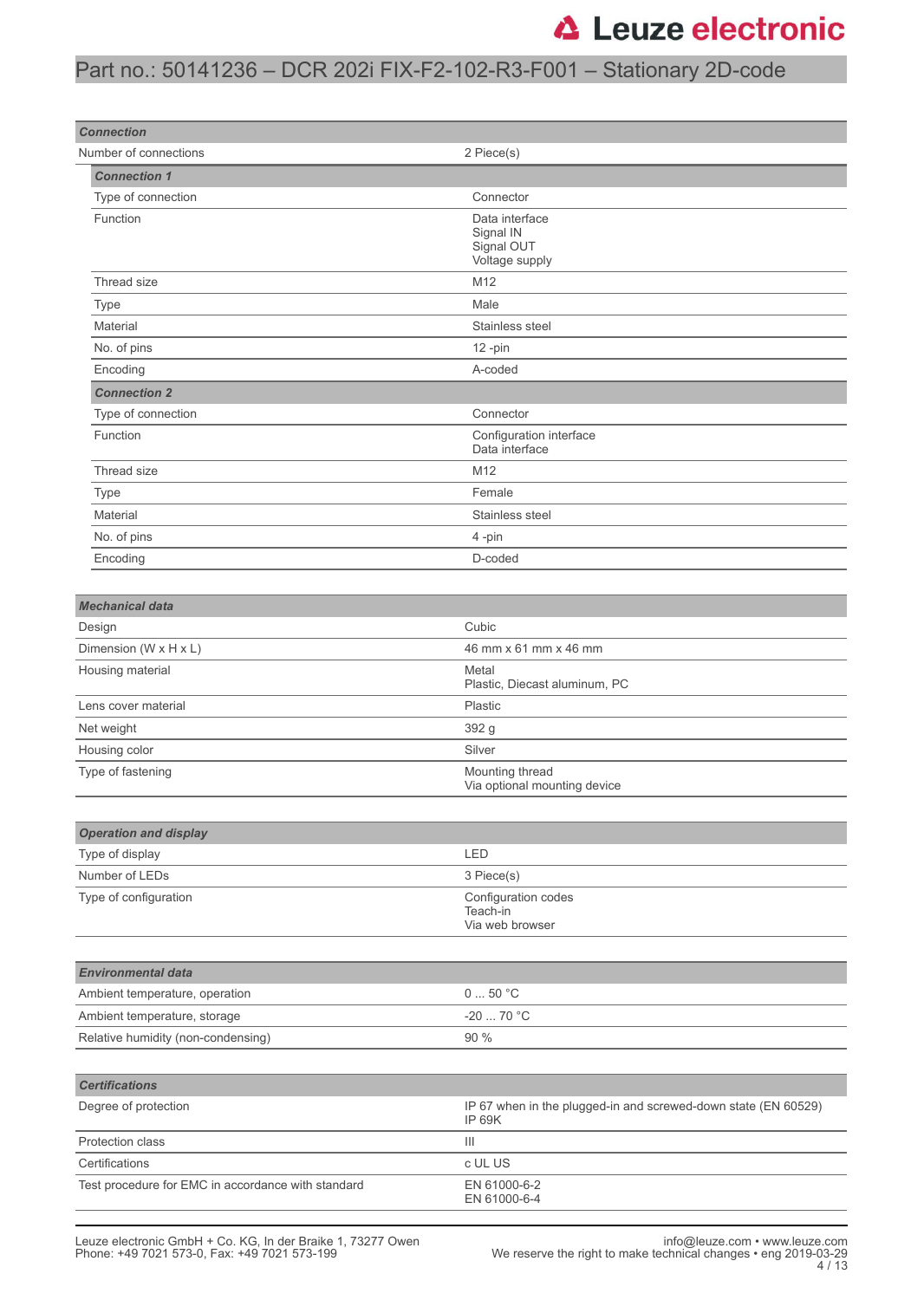| Connection | |
|---|---|
| Number of connections | 2 Piece(s) |

| Connection 1 | |
|---|---|
| Type of connection | Connector |
| Function | Data interface<br>Signal IN<br>Signal OUT<br>Voltage supply |
| Thread size | M12 |
| Type | Male |
| Material | Stainless steel |
| No. of pins | 12 -pin |
| Encoding | A-coded |

| Connection 2 | |
|---|---|
| Type of connection | Connector |
| Function | Configuration interface<br>Data interface |
| Thread size | M12 |
| Type | Female |
| Material | Stainless steel |
| No. of pins | 4 -pin |
| Encoding | D-coded |

| Mechanical data | |
|---|---|
| Design | Cubic |
| Dimension (W x H x L) | 46 mm x 61 mm x 46 mm |
| Housing material | Metal<br>Plastic, Diecast aluminum, PC |
| Lens cover material | Plastic |
| Net weight | 392 g |
| Housing color | Silver |
| Type of fastening | Mounting thread<br>Via optional mounting device |

| Operation and display | |
|---|---|
| Type of display | LED |
| Number of LEDs | 3 Piece(s) |
| Type of configuration | Configuration codes<br>Teach-in<br>Via web browser |

| Environmental data | |
|---|---|
| Ambient temperature, operation | 0 ... 50 °C |
| Ambient temperature, storage | -20 ... 70 °C |
| Relative humidity (non-condensing) | 90 % |

| Certifications | |
|---|---|
| Degree of protection | IP 67 when in the plugged-in and screwed-down state (EN 60529)<br>IP 69K |
| Protection class | III |
| Certifications | c UL US |
| Test procedure for EMC in accordance with standard | EN 61000-6-2<br>EN 61000-6-4 |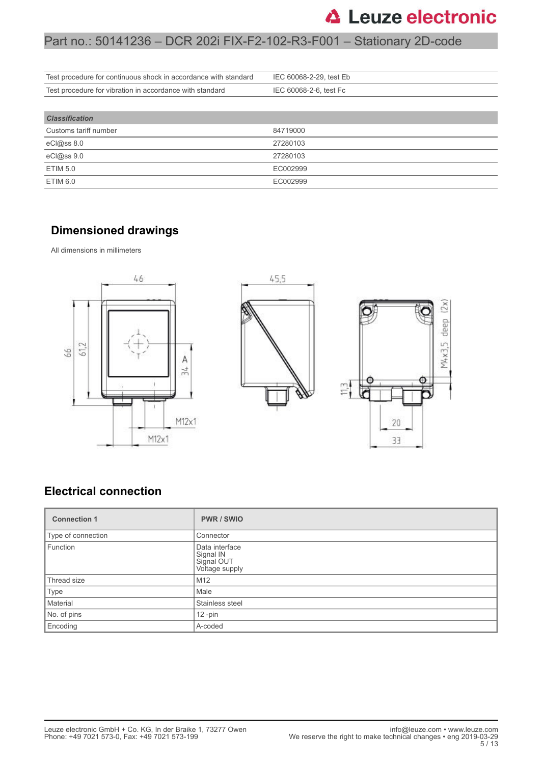| Test procedure for continuous shock in accordance with standard | IEC 60068-2-29, test Eb |
|---|---|
| Test procedure for vibration in accordance with standard | IEC 60068-2-6, test Fc |

| ***Classification*** | |
|---|---|
| Customs tariff number | 84719000 |
| eCl@ss 8.0 | 27280103 |
| eCl@ss 9.0 | 27280103 |
| ETIM 5.0 | EC002999 |
| ETIM 6.0 | EC002999 |

## Dimensioned drawings

All dimensions in millimeters

## Electrical connection

| **Connection 1** | **PWR / SWIO** |
|---|---|
| Type of connection | Connector |
| Function | Data interface<br>Signal IN<br>Signal OUT<br>Voltage supply |
| Thread size | M12 |
| Type | Male |
| Material | Stainless steel |
| No. of pins | 12 -pin |
| Encoding | A-coded |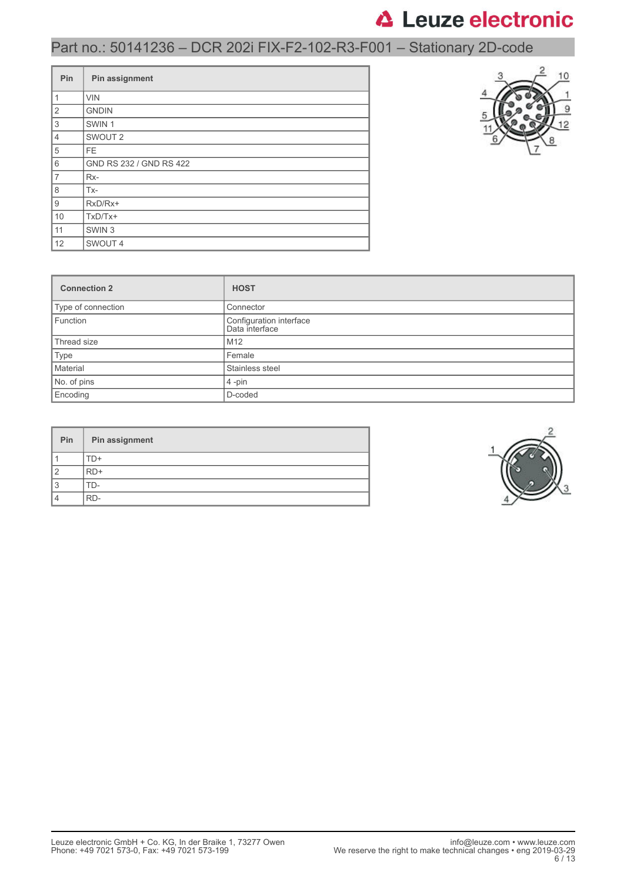## Part no.: 50141236 – DCR 202i FIX-F2-102-R3-F001 – Stationary 2D-code

| Pin | Pin assignment |
|---|---|
| 1 | VIN |
| 2 | GNDIN |
| 3 | SWIN 1 |
| 4 | SWOUT 2 |
| 5 | FE |
| 6 | GND RS 232 / GND RS 422 |
| 7 | Rx- |
| 8 | Tx- |
| 9 | RxD/Rx+ |
| 10 | TxD/Tx+ |
| 11 | SWIN 3 |
| 12 | SWOUT 4 |

| Connection 2 | HOST |
|---|---|
| Type of connection | Connector |
| Function | Configuration interface<br>Data interface |
| Thread size | M12 |
| Type | Female |
| Material | Stainless steel |
| No. of pins | 4 -pin |
| Encoding | D-coded |

| Pin | Pin assignment |
|---|---|
| 1 | TD+ |
| 2 | RD+ |
| 3 | TD- |
| 4 | RD- |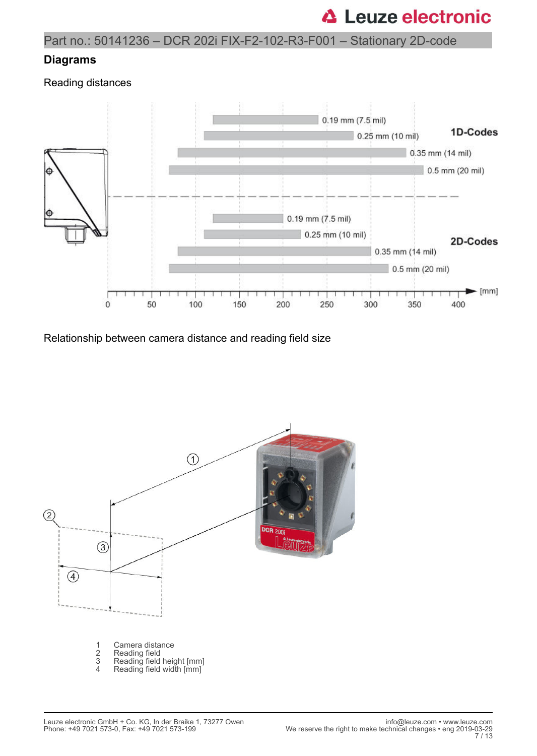## Diagrams

### Reading distances

| 1D-Codes | Reading distance |
|---|---|
| 0.19 mm (7.5 mil) | |
| 0.25 mm (10 mil) | |
| 0.35 mm (14 mil) | |
| 0.5 mm (20 mil) | |

| 2D-Codes | Reading distance |
|---|---|
| 0.19 mm (7.5 mil) | |
| 0.25 mm (10 mil) | |
| 0.35 mm (14 mil) | |
| 0.5 mm (20 mil) | |

0 50 100 150 200 250 300 350 400 [mm]

### Relationship between camera distance and reading field size

1 Camera distance
2 Reading field
3 Reading field height [mm]
4 Reading field width [mm]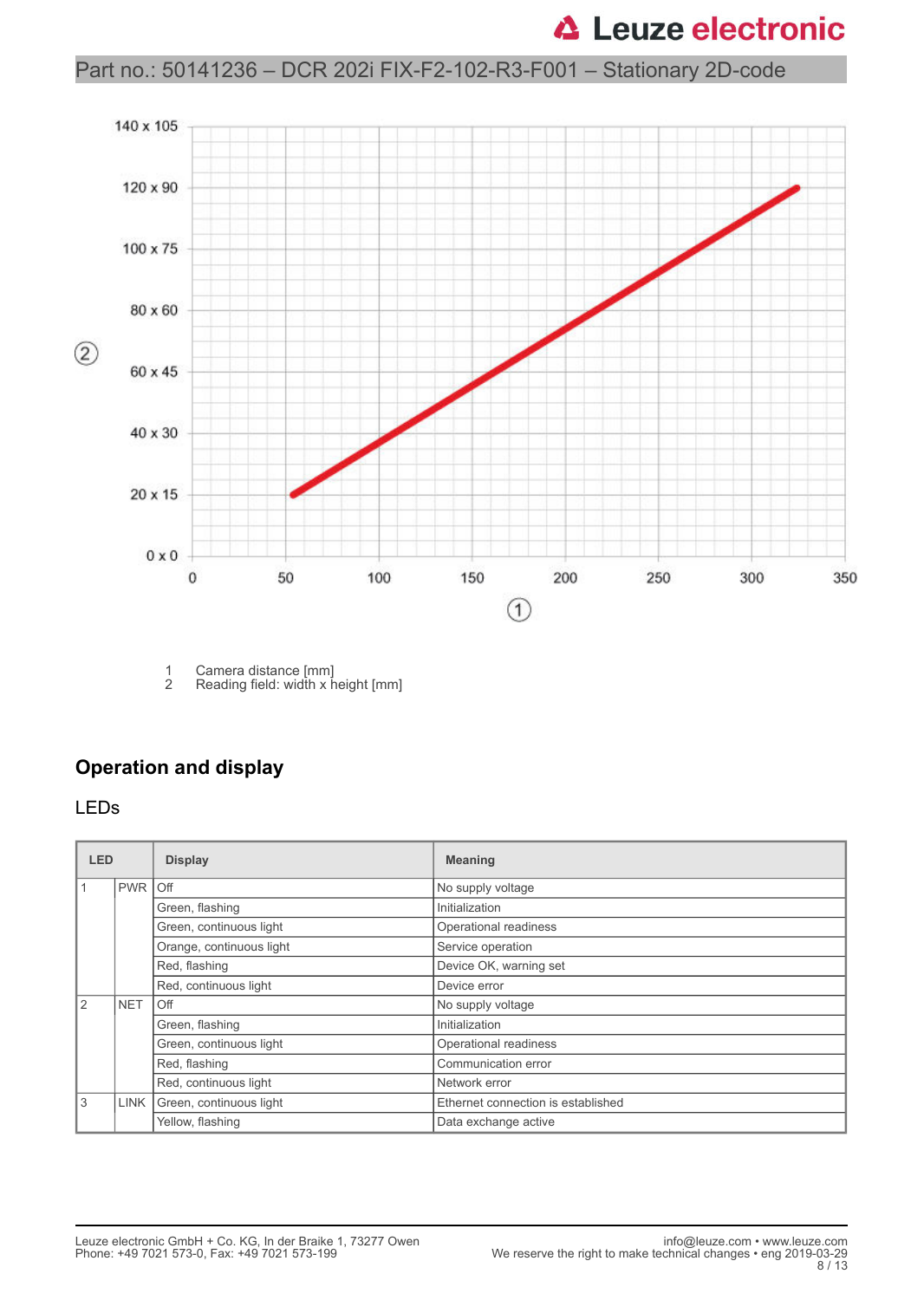Part no.: 50141236 – DCR 202i FIX-F2-102-R3-F001 – Stationary 2D-code

1 Camera distance [mm]
2 Reading field: width x height [mm]

## Operation and display

### LEDs

| LED | | Display | Meaning |
|---|---|---|---|
| 1 | PWR | Off | No supply voltage |
| | | Green, flashing | Initialization |
| | | Green, continuous light | Operational readiness |
| | | Orange, continuous light | Service operation |
| | | Red, flashing | Device OK, warning set |
| | | Red, continuous light | Device error |
| 2 | NET | Off | No supply voltage |
| | | Green, flashing | Initialization |
| | | Green, continuous light | Operational readiness |
| | | Red, flashing | Communication error |
| | | Red, continuous light | Network error |
| 3 | LINK | Green, continuous light | Ethernet connection is established |
| | | Yellow, flashing | Data exchange active |

Leuze electronic GmbH + Co. KG, In der Braike 1, 73277 Owen
Phone: +49 7021 573-0, Fax: +49 7021 573-199

info@leuze.com • www.leuze.com
We reserve the right to make technical changes • eng 2019-03-29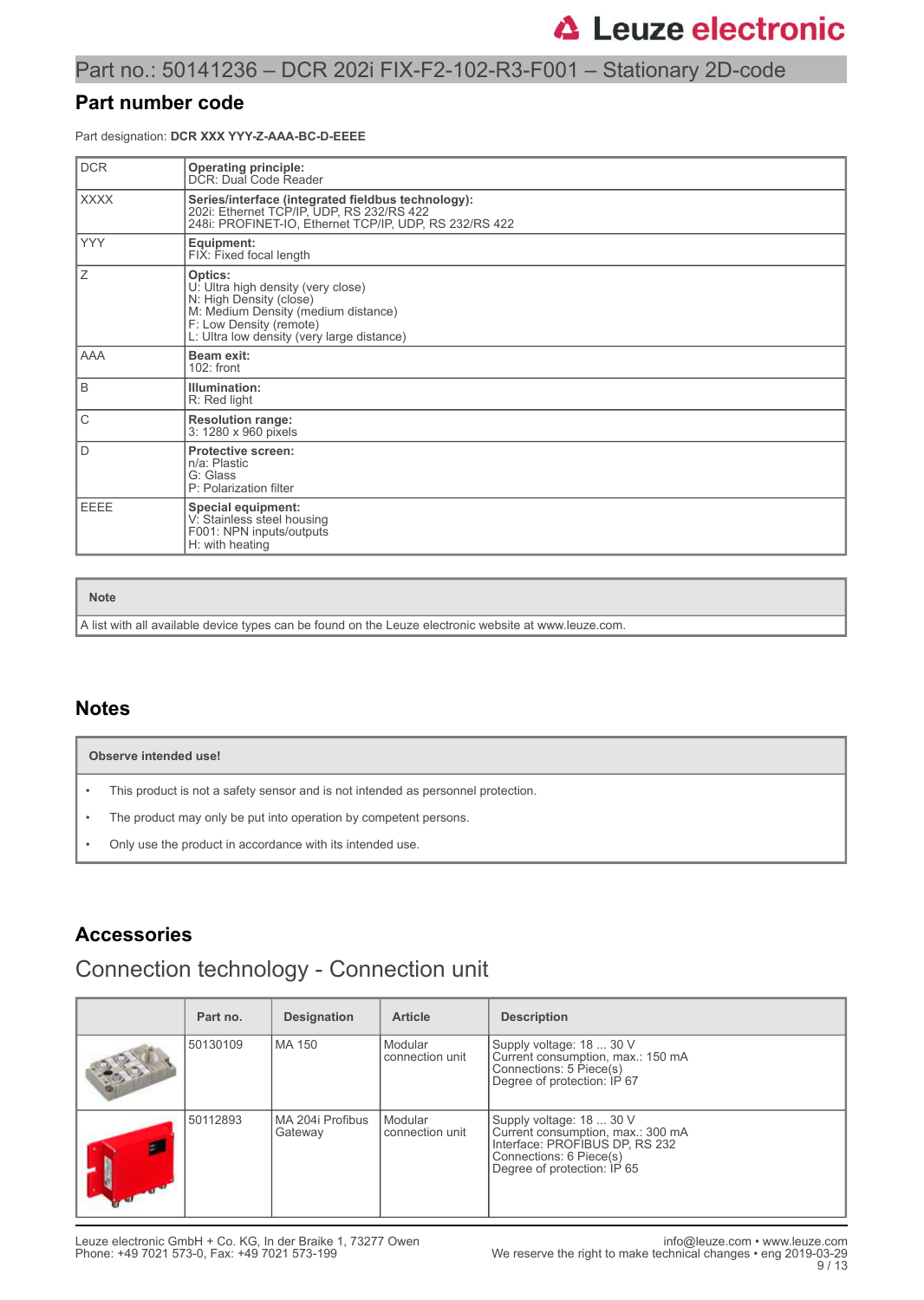Part no.: 50141236 – DCR 202i FIX-F2-102-R3-F001 – Stationary 2D-code

## Part number code

Part designation: **DCR XXX YYY-Z-AAA-BC-D-EEEE**

| | |
|---|---|
| DCR | **Operating principle:**<br>DCR: Dual Code Reader |
| XXXX | **Series/interface (integrated fieldbus technology):**<br>202i: Ethernet TCP/IP, UDP, RS 232/RS 422<br>248i: PROFINET-IO, Ethernet TCP/IP, UDP, RS 232/RS 422 |
| YYY | **Equipment:**<br>FIX: Fixed focal length |
| Z | **Optics:**<br>U: Ultra high density (very close)<br>N: High Density (close)<br>M: Medium Density (medium distance)<br>F: Low Density (remote)<br>L: Ultra low density (very large distance) |
| AAA | **Beam exit:**<br>102: front |
| B | **Illumination:**<br>R: Red light |
| C | **Resolution range:**<br>3: 1280 x 960 pixels |
| D | **Protective screen:**<br>n/a: Plastic<br>G: Glass<br>P: Polarization filter |
| EEEE | **Special equipment:**<br>V: Stainless steel housing<br>F001: NPN inputs/outputs<br>H: with heating |

| **Note** |
|---|
| A list with all available device types can be found on the Leuze electronic website at www.leuze.com. |

## Notes

| **Observe intended use!** |
|---|
| • This product is not a safety sensor and is not intended as personnel protection.<br>• The product may only be put into operation by competent persons.<br>• Only use the product in accordance with its intended use. |

## Accessories

### Connection technology - Connection unit

| | Part no. | Designation | Article | Description |
|---|---|---|---|---|
| | 50130109 | MA 150 | Modular connection unit | Supply voltage: 18 ... 30 V<br>Current consumption, max.: 150 mA<br>Connections: 5 Piece(s)<br>Degree of protection: IP 67 |
| | 50112893 | MA 204i Profibus Gateway | Modular connection unit | Supply voltage: 18 ... 30 V<br>Current consumption, max.: 300 mA<br>Interface: PROFIBUS DP, RS 232<br>Connections: 6 Piece(s)<br>Degree of protection: IP 65 |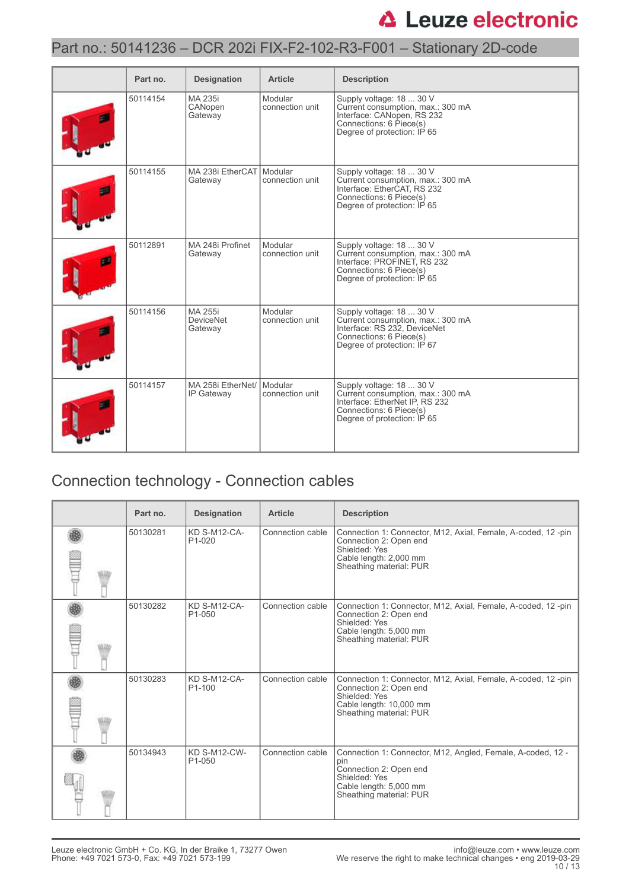# Part no.: 50141236 – DCR 202i FIX-F2-102-R3-F001 – Stationary 2D-code

| | Part no. | Designation | Article | Description |
|---|---|---|---|---|
| | 50114154 | MA 235i CANopen Gateway | Modular connection unit | Supply voltage: 18 ... 30 V<br>Current consumption, max.: 300 mA<br>Interface: CANopen, RS 232<br>Connections: 6 Piece(s)<br>Degree of protection: IP 65 |
| | 50114155 | MA 238i EtherCAT Gateway | Modular connection unit | Supply voltage: 18 ... 30 V<br>Current consumption, max.: 300 mA<br>Interface: EtherCAT, RS 232<br>Connections: 6 Piece(s)<br>Degree of protection: IP 65 |
| | 50112891 | MA 248i Profinet Gateway | Modular connection unit | Supply voltage: 18 ... 30 V<br>Current consumption, max.: 300 mA<br>Interface: PROFINET, RS 232<br>Connections: 6 Piece(s)<br>Degree of protection: IP 65 |
| | 50114156 | MA 255i DeviceNet Gateway | Modular connection unit | Supply voltage: 18 ... 30 V<br>Current consumption, max.: 300 mA<br>Interface: RS 232, DeviceNet<br>Connections: 6 Piece(s)<br>Degree of protection: IP 67 |
| | 50114157 | MA 258i EtherNet/IP Gateway | Modular connection unit | Supply voltage: 18 ... 30 V<br>Current consumption, max.: 300 mA<br>Interface: EtherNet IP, RS 232<br>Connections: 6 Piece(s)<br>Degree of protection: IP 65 |

## Connection technology - Connection cables

| | Part no. | Designation | Article | Description |
|---|---|---|---|---|
| | 50130281 | KD S-M12-CA-P1-020 | Connection cable | Connection 1: Connector, M12, Axial, Female, A-coded, 12 -pin<br>Connection 2: Open end<br>Shielded: Yes<br>Cable length: 2,000 mm<br>Sheathing material: PUR |
| | 50130282 | KD S-M12-CA-P1-050 | Connection cable | Connection 1: Connector, M12, Axial, Female, A-coded, 12 -pin<br>Connection 2: Open end<br>Shielded: Yes<br>Cable length: 5,000 mm<br>Sheathing material: PUR |
| | 50130283 | KD S-M12-CA-P1-100 | Connection cable | Connection 1: Connector, M12, Axial, Female, A-coded, 12 -pin<br>Connection 2: Open end<br>Shielded: Yes<br>Cable length: 10,000 mm<br>Sheathing material: PUR |
| | 50134943 | KD S-M12-CW-P1-050 | Connection cable | Connection 1: Connector, M12, Angled, Female, A-coded, 12 -pin<br>Connection 2: Open end<br>Shielded: Yes<br>Cable length: 5,000 mm<br>Sheathing material: PUR |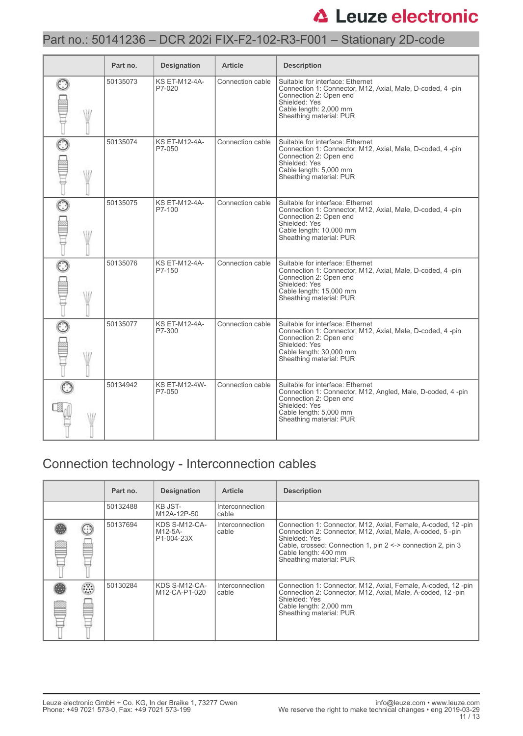## Part no.: 50141236 – DCR 202i FIX-F2-102-R3-F001 – Stationary 2D-code

| | Part no. | Designation | Article | Description |
|---|---|---|---|---|
| | 50135073 | KS ET-M12-4A-P7-020 | Connection cable | Suitable for interface: Ethernet<br>Connection 1: Connector, M12, Axial, Male, D-coded, 4 -pin<br>Connection 2: Open end<br>Shielded: Yes<br>Cable length: 2,000 mm<br>Sheathing material: PUR |
| | 50135074 | KS ET-M12-4A-P7-050 | Connection cable | Suitable for interface: Ethernet<br>Connection 1: Connector, M12, Axial, Male, D-coded, 4 -pin<br>Connection 2: Open end<br>Shielded: Yes<br>Cable length: 5,000 mm<br>Sheathing material: PUR |
| | 50135075 | KS ET-M12-4A-P7-100 | Connection cable | Suitable for interface: Ethernet<br>Connection 1: Connector, M12, Axial, Male, D-coded, 4 -pin<br>Connection 2: Open end<br>Shielded: Yes<br>Cable length: 10,000 mm<br>Sheathing material: PUR |
| | 50135076 | KS ET-M12-4A-P7-150 | Connection cable | Suitable for interface: Ethernet<br>Connection 1: Connector, M12, Axial, Male, D-coded, 4 -pin<br>Connection 2: Open end<br>Shielded: Yes<br>Cable length: 15,000 mm<br>Sheathing material: PUR |
| | 50135077 | KS ET-M12-4A-P7-300 | Connection cable | Suitable for interface: Ethernet<br>Connection 1: Connector, M12, Axial, Male, D-coded, 4 -pin<br>Connection 2: Open end<br>Shielded: Yes<br>Cable length: 30,000 mm<br>Sheathing material: PUR |
| | 50134942 | KS ET-M12-4W-P7-050 | Connection cable | Suitable for interface: Ethernet<br>Connection 1: Connector, M12, Angled, Male, D-coded, 4 -pin<br>Connection 2: Open end<br>Shielded: Yes<br>Cable length: 5,000 mm<br>Sheathing material: PUR |

## Connection technology - Interconnection cables

| | Part no. | Designation | Article | Description |
|---|---|---|---|---|
| | 50132488 | KB JST-M12A-12P-50 | Interconnection cable | |
| | 50137694 | KDS S-M12-CA-M12-5A-P1-004-23X | Interconnection cable | Connection 1: Connector, M12, Axial, Female, A-coded, 12 -pin<br>Connection 2: Connector, M12, Axial, Male, A-coded, 5 -pin<br>Shielded: Yes<br>Cable, crossed: Connection 1, pin 2 <-> connection 2, pin 3<br>Cable length: 400 mm<br>Sheathing material: PUR |
| | 50130284 | KDS S-M12-CA-M12-CA-P1-020 | Interconnection cable | Connection 1: Connector, M12, Axial, Female, A-coded, 12 -pin<br>Connection 2: Connector, M12, Axial, Male, A-coded, 12 -pin<br>Shielded: Yes<br>Cable length: 2,000 mm<br>Sheathing material: PUR |

Leuze electronic GmbH + Co. KG, In der Braike 1, 73277 Owen
Phone: +49 7021 573-0, Fax: +49 7021 573-199

info@leuze.com • www.leuze.com
We reserve the right to make technical changes • eng 2019-03-29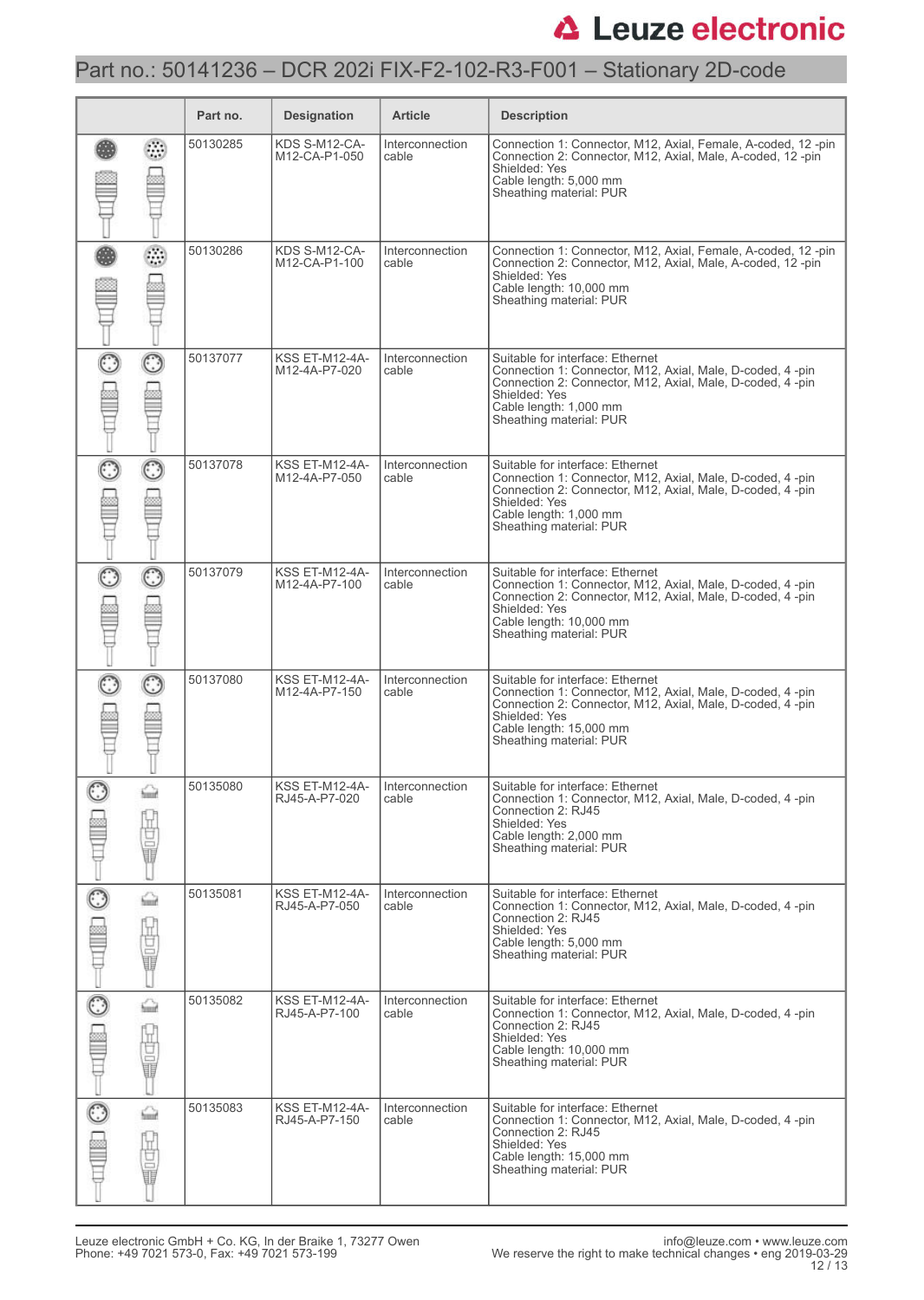Part no.: 50141236 – DCR 202i FIX-F2-102-R3-F001 – Stationary 2D-code

| | Part no. | Designation | Article | Description |
|---|---|---|---|---|
| | 50130285 | KDS S-M12-CA-M12-CA-P1-050 | Interconnection cable | Connection 1: Connector, M12, Axial, Female, A-coded, 12 -pin<br>Connection 2: Connector, M12, Axial, Male, A-coded, 12 -pin<br>Shielded: Yes<br>Cable length: 5,000 mm<br>Sheathing material: PUR |
| | 50130286 | KDS S-M12-CA-M12-CA-P1-100 | Interconnection cable | Connection 1: Connector, M12, Axial, Female, A-coded, 12 -pin<br>Connection 2: Connector, M12, Axial, Male, A-coded, 12 -pin<br>Shielded: Yes<br>Cable length: 10,000 mm<br>Sheathing material: PUR |
| | 50137077 | KSS ET-M12-4A-M12-4A-P7-020 | Interconnection cable | Suitable for interface: Ethernet<br>Connection 1: Connector, M12, Axial, Male, D-coded, 4 -pin<br>Connection 2: Connector, M12, Axial, Male, D-coded, 4 -pin<br>Shielded: Yes<br>Cable length: 1,000 mm<br>Sheathing material: PUR |
| | 50137078 | KSS ET-M12-4A-M12-4A-P7-050 | Interconnection cable | Suitable for interface: Ethernet<br>Connection 1: Connector, M12, Axial, Male, D-coded, 4 -pin<br>Connection 2: Connector, M12, Axial, Male, D-coded, 4 -pin<br>Shielded: Yes<br>Cable length: 1,000 mm<br>Sheathing material: PUR |
| | 50137079 | KSS ET-M12-4A-M12-4A-P7-100 | Interconnection cable | Suitable for interface: Ethernet<br>Connection 1: Connector, M12, Axial, Male, D-coded, 4 -pin<br>Connection 2: Connector, M12, Axial, Male, D-coded, 4 -pin<br>Shielded: Yes<br>Cable length: 10,000 mm<br>Sheathing material: PUR |
| | 50137080 | KSS ET-M12-4A-M12-4A-P7-150 | Interconnection cable | Suitable for interface: Ethernet<br>Connection 1: Connector, M12, Axial, Male, D-coded, 4 -pin<br>Connection 2: Connector, M12, Axial, Male, D-coded, 4 -pin<br>Shielded: Yes<br>Cable length: 15,000 mm<br>Sheathing material: PUR |
| | 50135080 | KSS ET-M12-4A-RJ45-A-P7-020 | Interconnection cable | Suitable for interface: Ethernet<br>Connection 1: Connector, M12, Axial, Male, D-coded, 4 -pin<br>Connection 2: RJ45<br>Shielded: Yes<br>Cable length: 2,000 mm<br>Sheathing material: PUR |
| | 50135081 | KSS ET-M12-4A-RJ45-A-P7-050 | Interconnection cable | Suitable for interface: Ethernet<br>Connection 1: Connector, M12, Axial, Male, D-coded, 4 -pin<br>Connection 2: RJ45<br>Shielded: Yes<br>Cable length: 5,000 mm<br>Sheathing material: PUR |
| | 50135082 | KSS ET-M12-4A-RJ45-A-P7-100 | Interconnection cable | Suitable for interface: Ethernet<br>Connection 1: Connector, M12, Axial, Male, D-coded, 4 -pin<br>Connection 2: RJ45<br>Shielded: Yes<br>Cable length: 10,000 mm<br>Sheathing material: PUR |
| | 50135083 | KSS ET-M12-4A-RJ45-A-P7-150 | Interconnection cable | Suitable for interface: Ethernet<br>Connection 1: Connector, M12, Axial, Male, D-coded, 4 -pin<br>Connection 2: RJ45<br>Shielded: Yes<br>Cable length: 15,000 mm<br>Sheathing material: PUR |

Leuze electronic GmbH + Co. KG, In der Braike 1, 73277 Owen
Phone: +49 7021 573-0, Fax: +49 7021 573-199

info@leuze.com • www.leuze.com
We reserve the right to make technical changes • eng 2019-03-29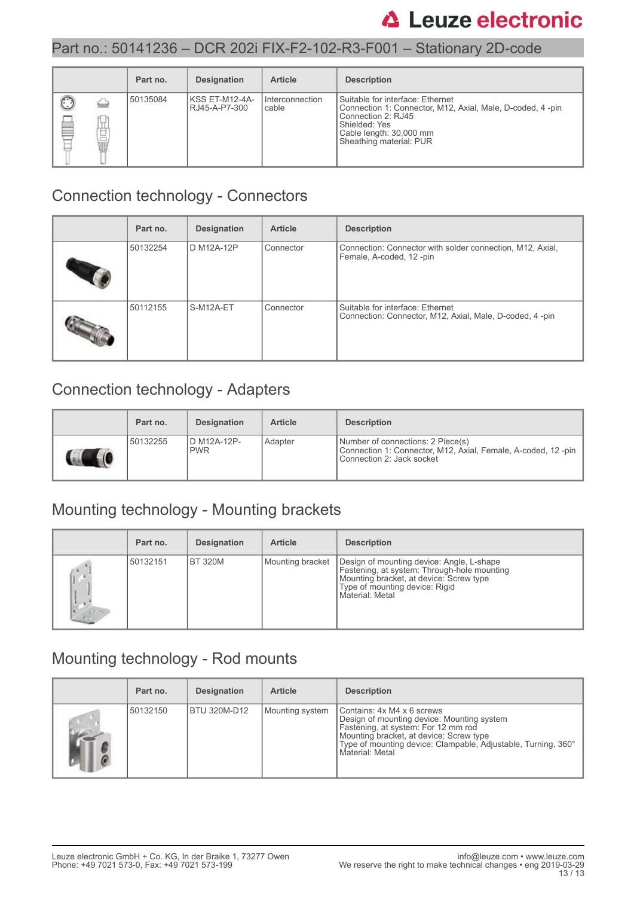| | Part no. | Designation | Article | Description |
|---|---|---|---|---|
| | 50135084 | KSS ET-M12-4A-RJ45-A-P7-300 | Interconnection cable | Suitable for interface: Ethernet<br>Connection 1: Connector, M12, Axial, Male, D-coded, 4 -pin<br>Connection 2: RJ45<br>Shielded: Yes<br>Cable length: 30,000 mm<br>Sheathing material: PUR |

## Connection technology - Connectors

| | Part no. | Designation | Article | Description |
|---|---|---|---|---|
| | 50132254 | D M12A-12P | Connector | Connection: Connector with solder connection, M12, Axial, Female, A-coded, 12 -pin |
| | 50112155 | S-M12A-ET | Connector | Suitable for interface: Ethernet<br>Connection: Connector, M12, Axial, Male, D-coded, 4 -pin |

## Connection technology - Adapters

| | Part no. | Designation | Article | Description |
|---|---|---|---|---|
| | 50132255 | D M12A-12P-PWR | Adapter | Number of connections: 2 Piece(s)<br>Connection 1: Connector, M12, Axial, Female, A-coded, 12 -pin<br>Connection 2: Jack socket |

## Mounting technology - Mounting brackets

| | Part no. | Designation | Article | Description |
|---|---|---|---|---|
| | 50132151 | BT 320M | Mounting bracket | Design of mounting device: Angle, L-shape<br>Fastening, at system: Through-hole mounting<br>Mounting bracket, at device: Screw type<br>Type of mounting device: Rigid<br>Material: Metal |

## Mounting technology - Rod mounts

| | Part no. | Designation | Article | Description |
|---|---|---|---|---|
| | 50132150 | BTU 320M-D12 | Mounting system | Contains: 4x M4 x 6 screws<br>Design of mounting device: Mounting system<br>Fastening, at system: For 12 mm rod<br>Mounting bracket, at device: Screw type<br>Type of mounting device: Clampable, Adjustable, Turning, 360°<br>Material: Metal |